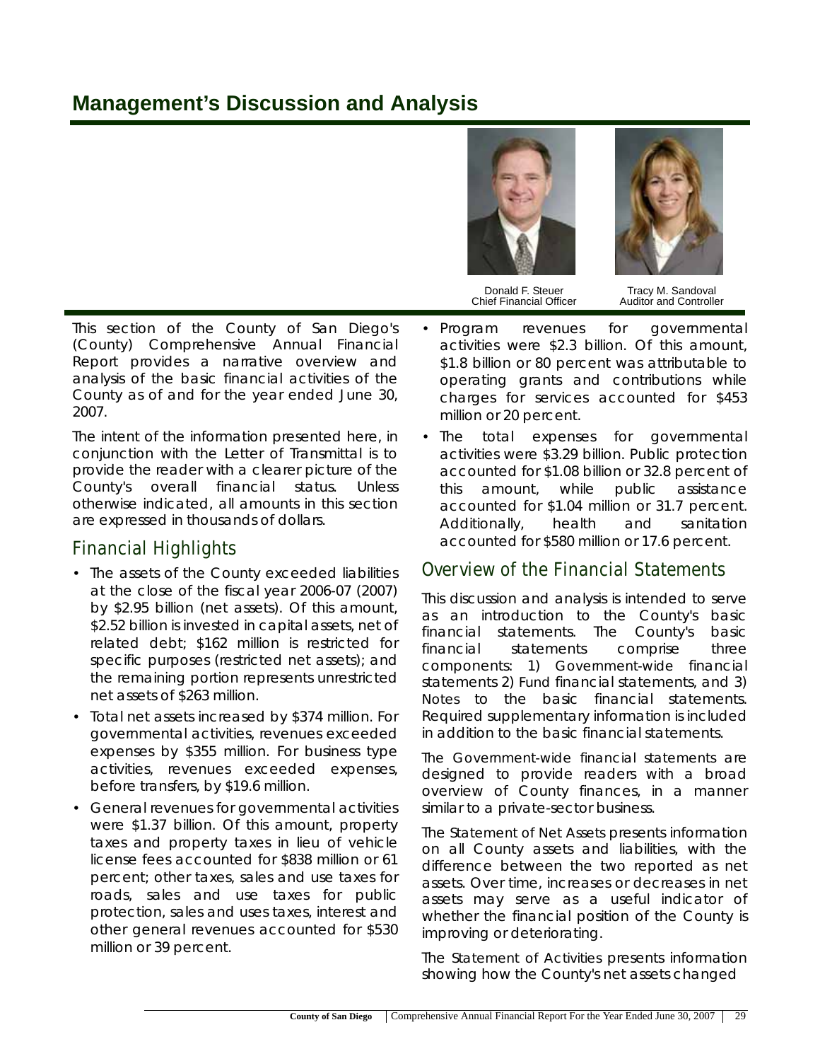# Management's Discussion and Analysis

Donald F. Steuer
Chief Financial Officer

Tracy M. Sandoval
Auditor and Controller

This section of the County of San Diego's (County) Comprehensive Annual Financial Report provides a narrative overview and analysis of the basic financial activities of the County as of and for the year ended June 30, 2007.

The intent of the information presented here, in conjunction with the Letter of Transmittal is to provide the reader with a clearer picture of the County's overall financial status. Unless otherwise indicated, all amounts in this section are expressed in thousands of dollars.

## Financial Highlights

- The assets of the County exceeded liabilities at the close of the fiscal year 2006-07 (2007) by $2.95 billion (net assets). Of this amount, $2.52 billion is invested in capital assets, net of related debt; $162 million is restricted for specific purposes (restricted net assets); and the remaining portion represents unrestricted net assets of $263 million.
- Total net assets increased by $374 million. For governmental activities, revenues exceeded expenses by $355 million. For business type activities, revenues exceeded expenses, before transfers, by $19.6 million.
- General revenues for governmental activities were $1.37 billion. Of this amount, property taxes and property taxes in lieu of vehicle license fees accounted for $838 million or 61 percent; other taxes, sales and use taxes for roads, sales and use taxes for public protection, sales and uses taxes, interest and other general revenues accounted for $530 million or 39 percent.
- Program revenues for governmental activities were $2.3 billion. Of this amount, $1.8 billion or 80 percent was attributable to operating grants and contributions while charges for services accounted for $453 million or 20 percent.
- The total expenses for governmental activities were $3.29 billion. Public protection accounted for $1.08 billion or 32.8 percent of this amount, while public assistance accounted for $1.04 million or 31.7 percent. Additionally, health and sanitation accounted for $580 million or 17.6 percent.

## Overview of the Financial Statements

This discussion and analysis is intended to serve as an introduction to the County's basic financial statements. The County's basic financial statements comprise three components: 1) Government-wide financial statements 2) Fund financial statements, and 3) Notes to the basic financial statements. Required supplementary information is included in addition to the basic financial statements.

The Government-wide financial statements are designed to provide readers with a broad overview of County finances, in a manner similar to a private-sector business.

The Statement of Net Assets presents information on all County assets and liabilities, with the difference between the two reported as net assets. Over time, increases or decreases in net assets may serve as a useful indicator of whether the financial position of the County is improving or deteriorating.

The Statement of Activities presents information showing how the County's net assets changed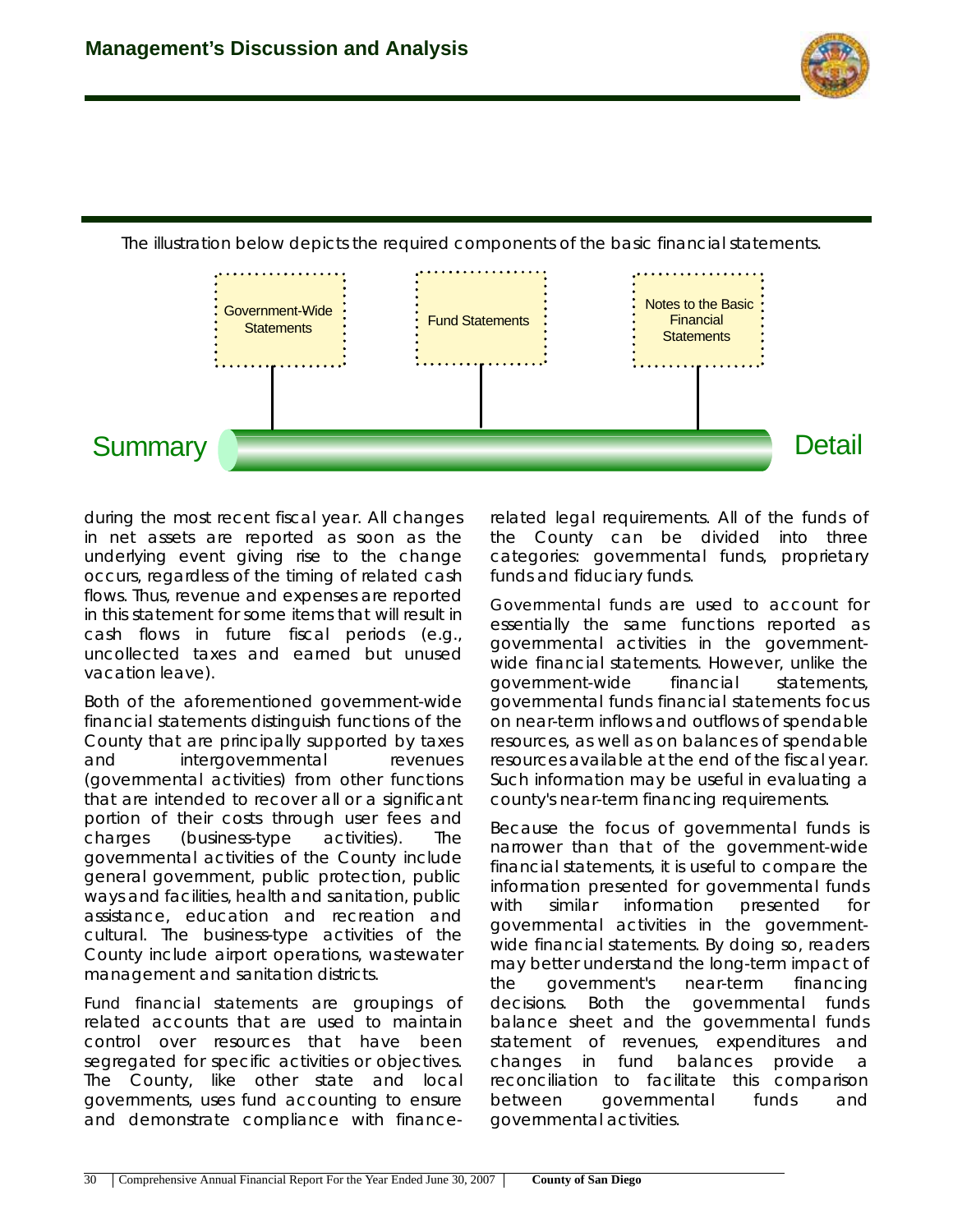The illustration below depicts the required components of the basic financial statements.

Government-Wide Statements | Fund Statements | Notes to the Basic Financial Statements

Summary → Detail

during the most recent fiscal year. All changes in net assets are reported as soon as the underlying event giving rise to the change occurs, regardless of the timing of related cash flows. Thus, revenue and expenses are reported in this statement for some items that will result in cash flows in future fiscal periods (e.g., uncollected taxes and earned but unused vacation leave).

Both of the aforementioned government-wide financial statements distinguish functions of the County that are principally supported by taxes and intergovernmental revenues (governmental activities) from other functions that are intended to recover all or a significant portion of their costs through user fees and charges (business-type activities). The governmental activities of the County include general government, public protection, public ways and facilities, health and sanitation, public assistance, education and recreation and cultural. The business-type activities of the County include airport operations, wastewater management and sanitation districts.

Fund financial statements are groupings of related accounts that are used to maintain control over resources that have been segregated for specific activities or objectives. The County, like other state and local governments, uses fund accounting to ensure and demonstrate compliance with finance-related legal requirements. All of the funds of the County can be divided into three categories: governmental funds, proprietary funds and fiduciary funds.

Governmental funds are used to account for essentially the same functions reported as governmental activities in the government-wide financial statements. However, unlike the government-wide financial statements, governmental funds financial statements focus on near-term inflows and outflows of spendable resources, as well as on balances of spendable resources available at the end of the fiscal year. Such information may be useful in evaluating a county's near-term financing requirements.

Because the focus of governmental funds is narrower than that of the government-wide financial statements, it is useful to compare the information presented for governmental funds with similar information presented for governmental activities in the government-wide financial statements. By doing so, readers may better understand the long-term impact of the government's near-term financing decisions. Both the governmental funds balance sheet and the governmental funds statement of revenues, expenditures and changes in fund balances provide a reconciliation to facilitate this comparison between governmental funds and governmental activities.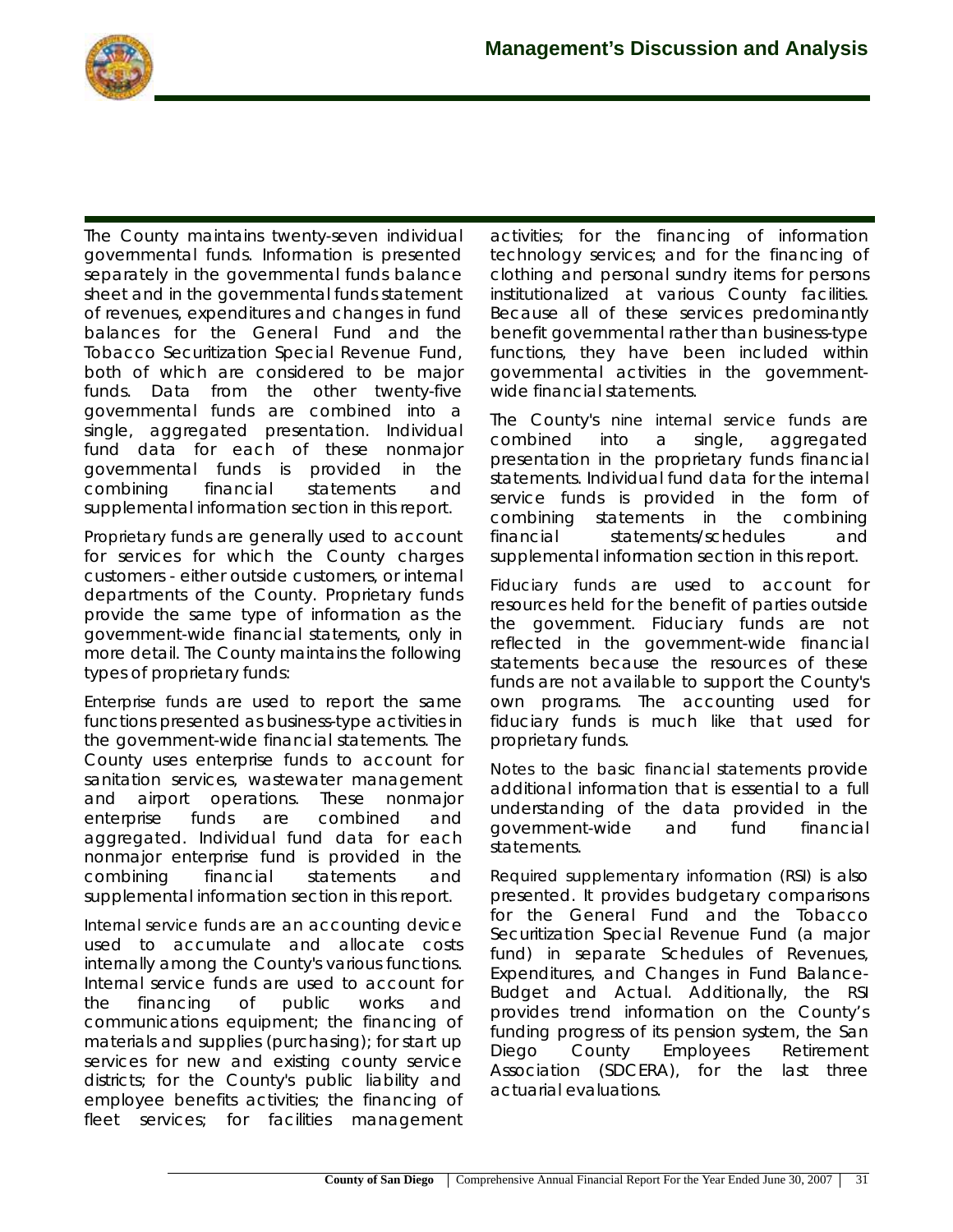The County maintains twenty-seven individual governmental funds. Information is presented separately in the governmental funds balance sheet and in the governmental funds statement of revenues, expenditures and changes in fund balances for the General Fund and the Tobacco Securitization Special Revenue Fund, both of which are considered to be major funds. Data from the other twenty-five governmental funds are combined into a single, aggregated presentation. Individual fund data for each of these nonmajor governmental funds is provided in the combining financial statements and supplemental information section in this report.

*Proprietary funds* are generally used to account for services for which the County charges customers - either outside customers, or internal departments of the County. Proprietary funds provide the same type of information as the government-wide financial statements, only in more detail. The County maintains the following types of proprietary funds:

*Enterprise funds* are used to report the same functions presented as business-type activities in the government-wide financial statements. The County uses enterprise funds to account for sanitation services, wastewater management and airport operations. These nonmajor enterprise funds are combined and aggregated. Individual fund data for each nonmajor enterprise fund is provided in the combining financial statements and supplemental information section in this report.

*Internal service funds* are an accounting device used to accumulate and allocate costs internally among the County's various functions. Internal service funds are used to account for the financing of public works and communications equipment; the financing of materials and supplies (purchasing); for start up services for new and existing county service districts; for the County's public liability and employee benefits activities; the financing of fleet services; for facilities management activities; for the financing of information technology services; and for the financing of clothing and personal sundry items for persons institutionalized at various County facilities. Because all of these services predominantly benefit governmental rather than business-type functions, they have been included within governmental activities in the government-wide financial statements.

The County's nine internal service funds are combined into a single, aggregated presentation in the proprietary funds financial statements. Individual fund data for the internal service funds is provided in the form of combining statements in the combining financial statements/schedules and supplemental information section in this report.

*Fiduciary funds* are used to account for resources held for the benefit of parties outside the government. Fiduciary funds are not reflected in the government-wide financial statements because the resources of these funds are not available to support the County's own programs. The accounting used for fiduciary funds is much like that used for proprietary funds.

*Notes to the basic financial statements* provide additional information that is essential to a full understanding of the data provided in the government-wide and fund financial statements.

*Required supplementary information (RSI)* is also presented. It provides budgetary comparisons for the General Fund and the Tobacco Securitization Special Revenue Fund (a major fund) in separate Schedules of Revenues, Expenditures, and Changes in Fund Balance-Budget and Actual. Additionally, the RSI provides trend information on the County's funding progress of its pension system, the San Diego County Employees Retirement Association (SDCERA), for the last three actuarial evaluations.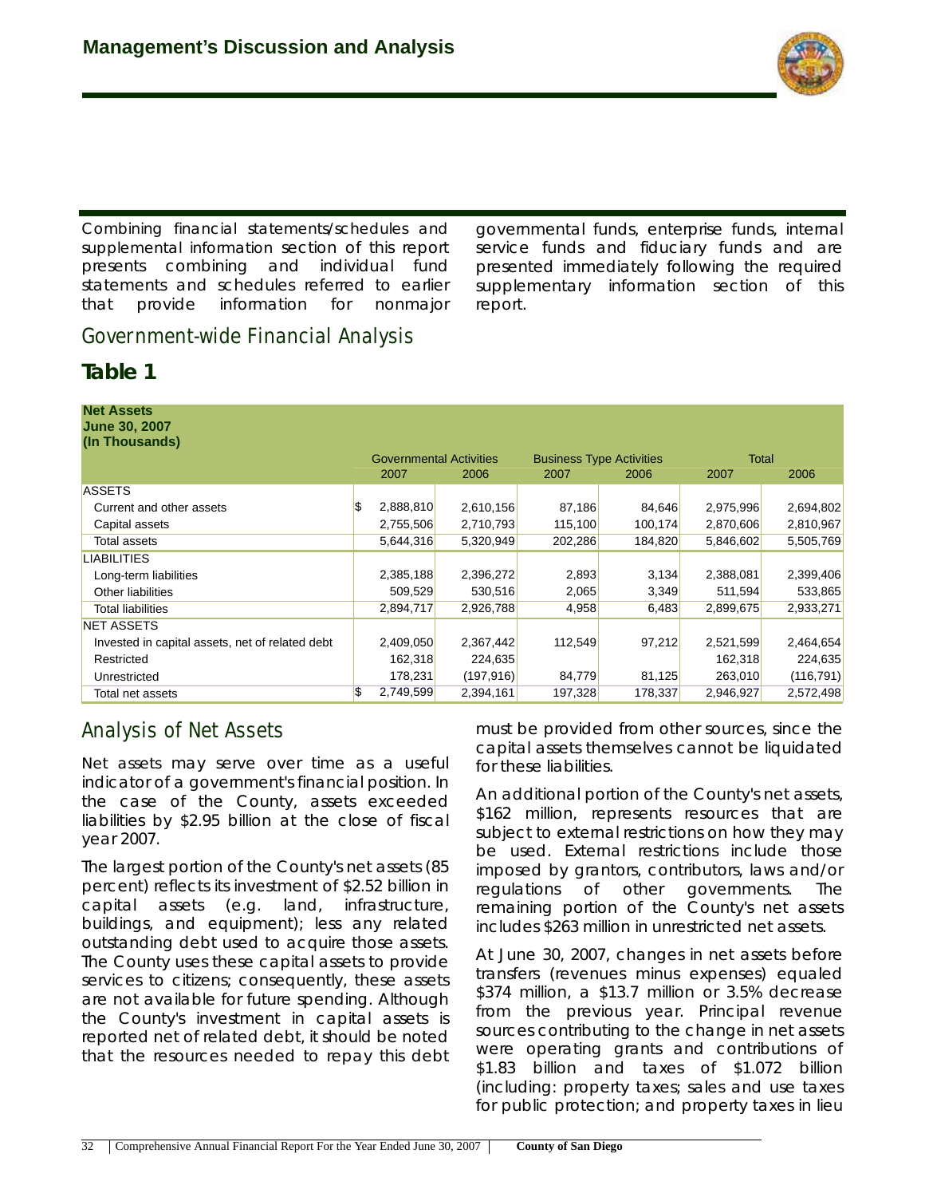Combining financial statements/schedules and supplemental information section of this report presents combining and individual fund statements and schedules referred to earlier that provide information for nonmajor governmental funds, enterprise funds, internal service funds and fiduciary funds and are presented immediately following the required supplementary information section of this report.

## Government-wide Financial Analysis

### Table 1

**Net Assets**
**June 30, 2007**
**(In Thousands)**

| | Governmental Activities | | Business Type Activities | | Total | |
|---|---|---|---|---|---|---|
| | 2007 | 2006 | 2007 | 2006 | 2007 | 2006 |
| ASSETS | | | | | | |
| Current and other assets | $ 2,888,810 | 2,610,156 | 87,186 | 84,646 | 2,975,996 | 2,694,802 |
| Capital assets | 2,755,506 | 2,710,793 | 115,100 | 100,174 | 2,870,606 | 2,810,967 |
| Total assets | 5,644,316 | 5,320,949 | 202,286 | 184,820 | 5,846,602 | 5,505,769 |
| LIABILITIES | | | | | | |
| Long-term liabilities | 2,385,188 | 2,396,272 | 2,893 | 3,134 | 2,388,081 | 2,399,406 |
| Other liabilities | 509,529 | 530,516 | 2,065 | 3,349 | 511,594 | 533,865 |
| Total liabilities | 2,894,717 | 2,926,788 | 4,958 | 6,483 | 2,899,675 | 2,933,271 |
| NET ASSETS | | | | | | |
| Invested in capital assets, net of related debt | 2,409,050 | 2,367,442 | 112,549 | 97,212 | 2,521,599 | 2,464,654 |
| Restricted | 162,318 | 224,635 | | | 162,318 | 224,635 |
| Unrestricted | 178,231 | (197,916) | 84,779 | 81,125 | 263,010 | (116,791) |
| Total net assets | $ 2,749,599 | 2,394,161 | 197,328 | 178,337 | 2,946,927 | 2,572,498 |

## Analysis of Net Assets

Net assets may serve over time as a useful indicator of a government's financial position. In the case of the County, assets exceeded liabilities by $2.95 billion at the close of fiscal year 2007.

The largest portion of the County's net assets (85 percent) reflects its investment of $2.52 billion in capital assets (e.g. land, infrastructure, buildings, and equipment); less any related outstanding debt used to acquire those assets. The County uses these capital assets to provide services to citizens; consequently, these assets are not available for future spending. Although the County's investment in capital assets is reported net of related debt, it should be noted that the resources needed to repay this debt must be provided from other sources, since the capital assets themselves cannot be liquidated for these liabilities.

An additional portion of the County's net assets, $162 million, represents resources that are subject to external restrictions on how they may be used. External restrictions include those imposed by grantors, contributors, laws and/or regulations of other governments. The remaining portion of the County's net assets includes $263 million in unrestricted net assets.

At June 30, 2007, changes in net assets before transfers (revenues minus expenses) equaled $374 million, a $13.7 million or 3.5% decrease from the previous year. Principal revenue sources contributing to the change in net assets were operating grants and contributions of $1.83 billion and taxes of $1.072 billion (including: property taxes; sales and use taxes for public protection; and property taxes in lieu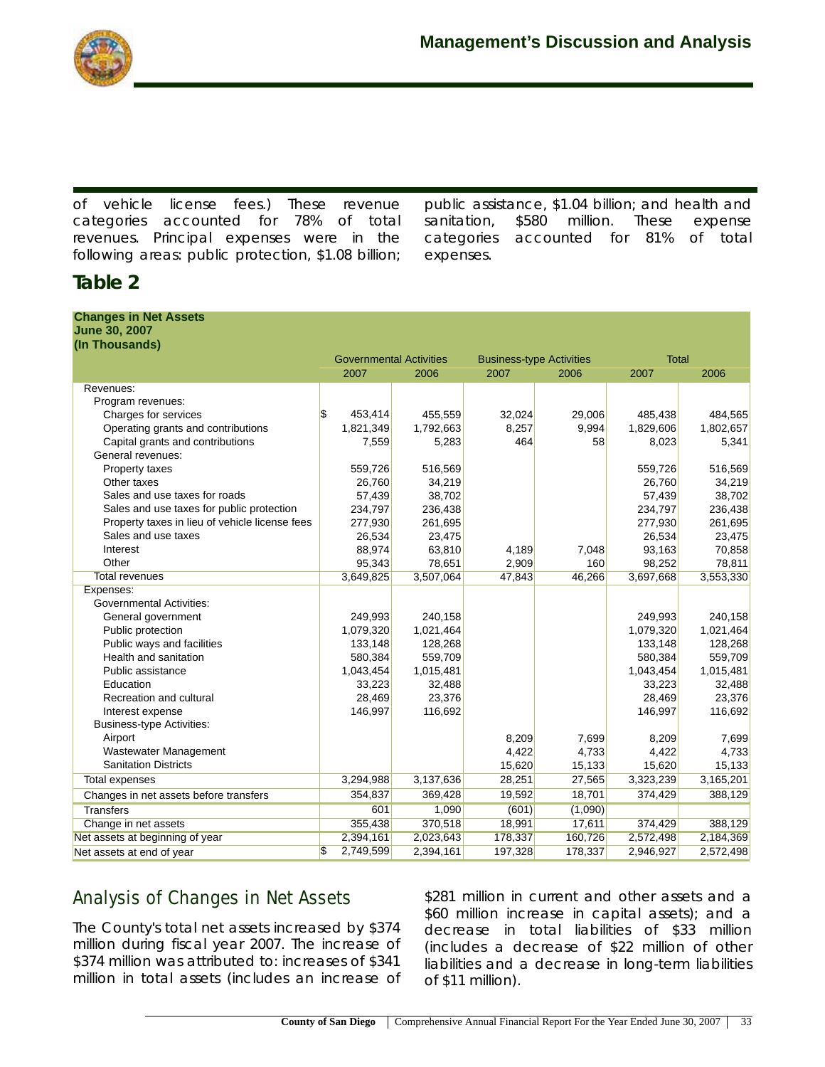of vehicle license fees.) These revenue categories accounted for 78% of total revenues. Principal expenses were in the following areas: public protection, $1.08 billion; public assistance, $1.04 billion; and health and sanitation, $580 million. These expense categories accounted for 81% of total expenses.

## Table 2

**Changes in Net Assets**
**June 30, 2007**
**(In Thousands)**

| | Governmental Activities | | Business-type Activities | | Total | |
|---|---|---|---|---|---|---|
| | 2007 | 2006 | 2007 | 2006 | 2007 | 2006 |
| Revenues: | | | | | | |
| Program revenues: | | | | | | |
| Charges for services | $ 453,414 | 455,559 | 32,024 | 29,006 | 485,438 | 484,565 |
| Operating grants and contributions | 1,821,349 | 1,792,663 | 8,257 | 9,994 | 1,829,606 | 1,802,657 |
| Capital grants and contributions | 7,559 | 5,283 | 464 | 58 | 8,023 | 5,341 |
| General revenues: | | | | | | |
| Property taxes | 559,726 | 516,569 | | | 559,726 | 516,569 |
| Other taxes | 26,760 | 34,219 | | | 26,760 | 34,219 |
| Sales and use taxes for roads | 57,439 | 38,702 | | | 57,439 | 38,702 |
| Sales and use taxes for public protection | 234,797 | 236,438 | | | 234,797 | 236,438 |
| Property taxes in lieu of vehicle license fees | 277,930 | 261,695 | | | 277,930 | 261,695 |
| Sales and use taxes | 26,534 | 23,475 | | | 26,534 | 23,475 |
| Interest | 88,974 | 63,810 | 4,189 | 7,048 | 93,163 | 70,858 |
| Other | 95,343 | 78,651 | 2,909 | 160 | 98,252 | 78,811 |
| Total revenues | 3,649,825 | 3,507,064 | 47,843 | 46,266 | 3,697,668 | 3,553,330 |
| Expenses: | | | | | | |
| Governmental Activities: | | | | | | |
| General government | 249,993 | 240,158 | | | 249,993 | 240,158 |
| Public protection | 1,079,320 | 1,021,464 | | | 1,079,320 | 1,021,464 |
| Public ways and facilities | 133,148 | 128,268 | | | 133,148 | 128,268 |
| Health and sanitation | 580,384 | 559,709 | | | 580,384 | 559,709 |
| Public assistance | 1,043,454 | 1,015,481 | | | 1,043,454 | 1,015,481 |
| Education | 33,223 | 32,488 | | | 33,223 | 32,488 |
| Recreation and cultural | 28,469 | 23,376 | | | 28,469 | 23,376 |
| Interest expense | 146,997 | 116,692 | | | 146,997 | 116,692 |
| Business-type Activities: | | | | | | |
| Airport | | | 8,209 | 7,699 | 8,209 | 7,699 |
| Wastewater Management | | | 4,422 | 4,733 | 4,422 | 4,733 |
| Sanitation Districts | | | 15,620 | 15,133 | 15,620 | 15,133 |
| Total expenses | 3,294,988 | 3,137,636 | 28,251 | 27,565 | 3,323,239 | 3,165,201 |
| Changes in net assets before transfers | 354,837 | 369,428 | 19,592 | 18,701 | 374,429 | 388,129 |
| Transfers | 601 | 1,090 | (601) | (1,090) | | |
| Change in net assets | 355,438 | 370,518 | 18,991 | 17,611 | 374,429 | 388,129 |
| Net assets at beginning of year | 2,394,161 | 2,023,643 | 178,337 | 160,726 | 2,572,498 | 2,184,369 |
| Net assets at end of year | $ 2,749,599 | 2,394,161 | 197,328 | 178,337 | 2,946,927 | 2,572,498 |

## Analysis of Changes in Net Assets

The County's total net assets increased by $374 million during fiscal year 2007. The increase of $374 million was attributed to: increases of $341 million in total assets (includes an increase of $281 million in current and other assets and a $60 million increase in capital assets); and a decrease in total liabilities of $33 million (includes a decrease of $22 million of other liabilities and a decrease in long-term liabilities of $11 million).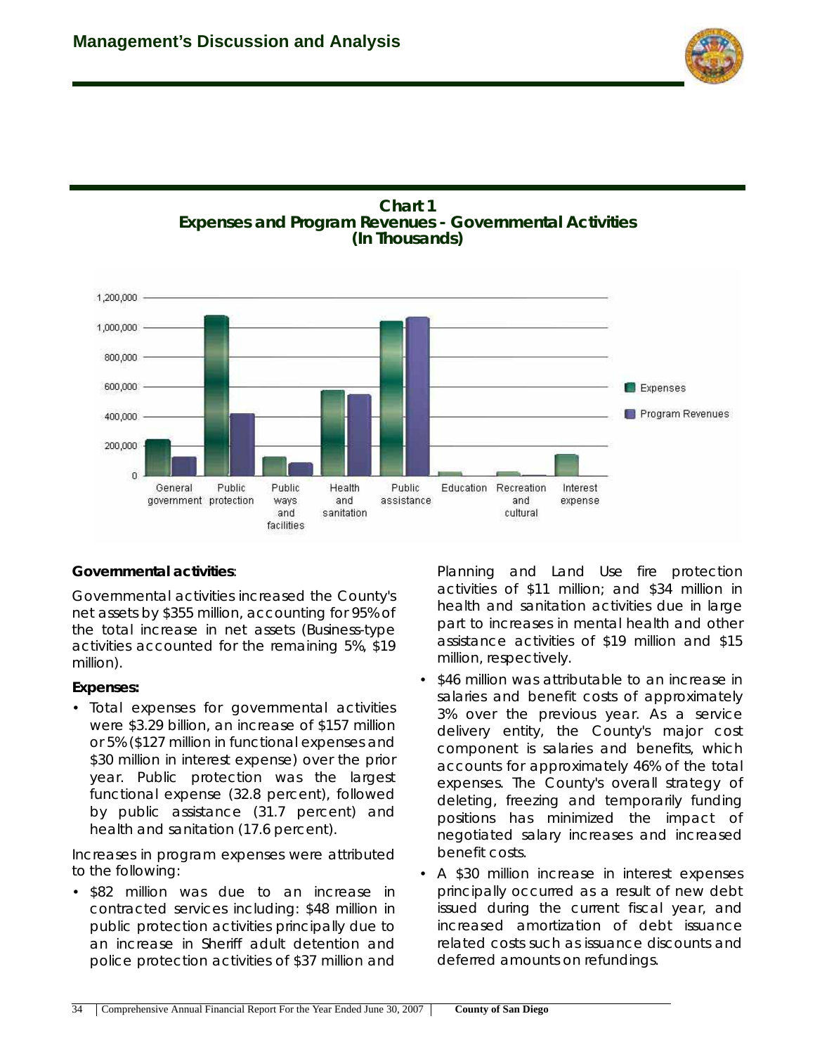**Chart 1**
**Expenses and Program Revenues - Governmental Activities**
**(In Thousands)**

**Governmental activities**:

Governmental activities increased the County's net assets by $355 million, accounting for 95% of the total increase in net assets (Business-type activities accounted for the remaining 5%, $19 million).

**Expenses:**

- Total expenses for governmental activities were $3.29 billion, an increase of $157 million or 5% ($127 million in functional expenses and $30 million in interest expense) over the prior year. Public protection was the largest functional expense (32.8 percent), followed by public assistance (31.7 percent) and health and sanitation (17.6 percent).

Increases in program expenses were attributed to the following:

- $82 million was due to an increase in contracted services including: $48 million in public protection activities principally due to an increase in Sheriff adult detention and police protection activities of $37 million and Planning and Land Use fire protection activities of $11 million; and $34 million in health and sanitation activities due in large part to increases in mental health and other assistance activities of $19 million and $15 million, respectively.
- $46 million was attributable to an increase in salaries and benefit costs of approximately 3% over the previous year. As a service delivery entity, the County's major cost component is salaries and benefits, which accounts for approximately 46% of the total expenses. The County's overall strategy of deleting, freezing and temporarily funding positions has minimized the impact of negotiated salary increases and increased benefit costs.
- A $30 million increase in interest expenses principally occurred as a result of new debt issued during the current fiscal year, and increased amortization of debt issuance related costs such as issuance discounts and deferred amounts on refundings.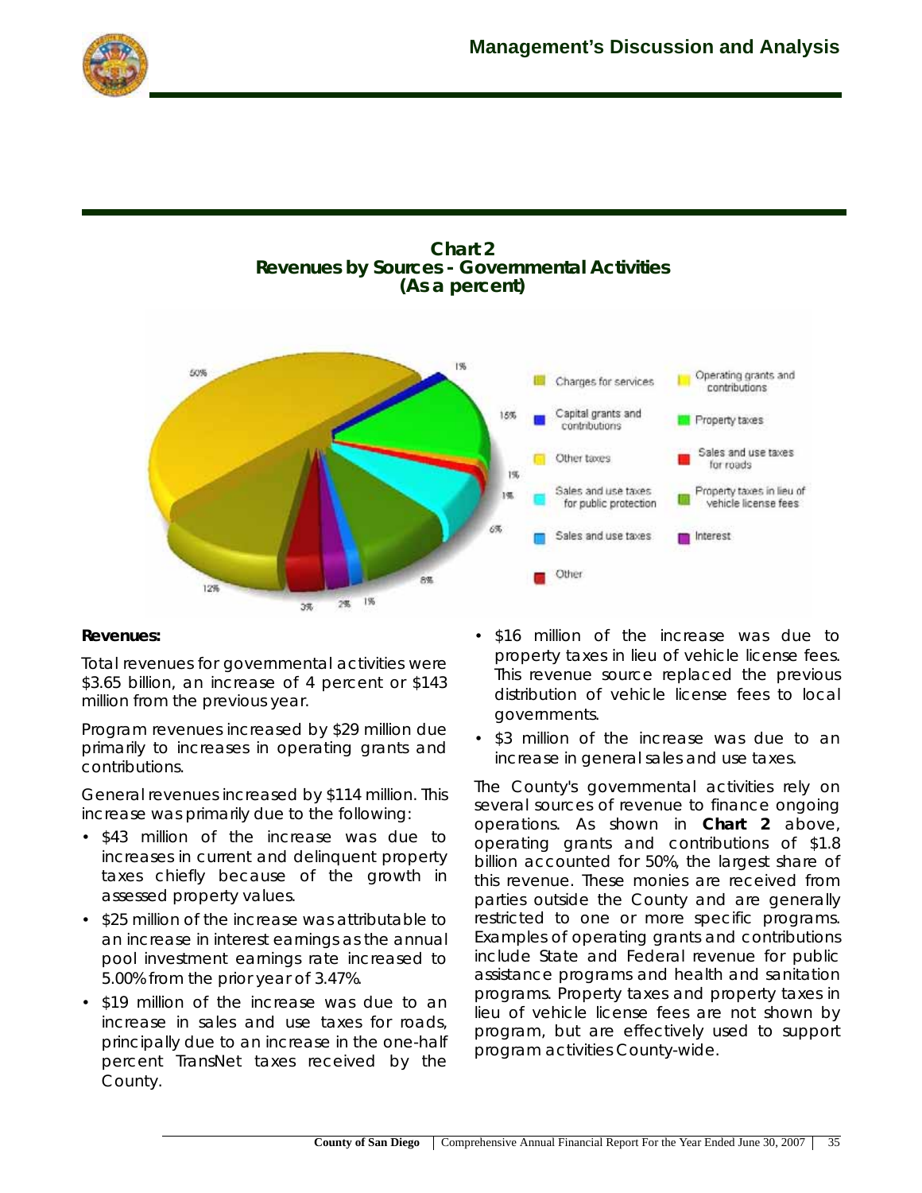## Chart 2
## Revenues by Sources - Governmental Activities
## (As a percent)

### Revenues:

Total revenues for governmental activities were $3.65 billion, an increase of 4 percent or $143 million from the previous year.

Program revenues increased by $29 million due primarily to increases in operating grants and contributions.

General revenues increased by $114 million. This increase was primarily due to the following:

- $43 million of the increase was due to increases in current and delinquent property taxes chiefly because of the growth in assessed property values.
- $25 million of the increase was attributable to an increase in interest earnings as the annual pool investment earnings rate increased to 5.00% from the prior year of 3.47%.
- $19 million of the increase was due to an increase in sales and use taxes for roads, principally due to an increase in the one-half percent TransNet taxes received by the County.
- $16 million of the increase was due to property taxes in lieu of vehicle license fees. This revenue source replaced the previous distribution of vehicle license fees to local governments.
- $3 million of the increase was due to an increase in general sales and use taxes.

The County's governmental activities rely on several sources of revenue to finance ongoing operations. As shown in **Chart 2** above, operating grants and contributions of $1.8 billion accounted for 50%, the largest share of this revenue. These monies are received from parties outside the County and are generally restricted to one or more specific programs. Examples of operating grants and contributions include State and Federal revenue for public assistance programs and health and sanitation programs. Property taxes and property taxes in lieu of vehicle license fees are not shown by program, but are effectively used to support program activities County-wide.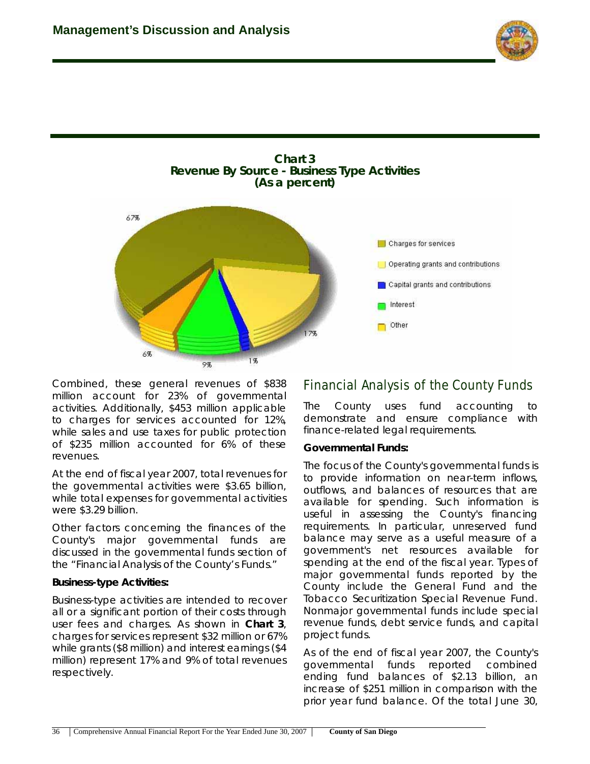**Chart 3**
**Revenue By Source - Business Type Activities**
**(As a percent)**

- Charges for services: 67%
- Operating grants and contributions: 17%
- Capital grants and contributions: 1%
- Interest: 9%
- Other: 6%

Combined, these general revenues of $838 million account for 23% of governmental activities. Additionally, $453 million applicable to charges for services accounted for 12%, while sales and use taxes for public protection of $235 million accounted for 6% of these revenues.

At the end of fiscal year 2007, total revenues for the governmental activities were $3.65 billion, while total expenses for governmental activities were $3.29 billion.

Other factors concerning the finances of the County's major governmental funds are discussed in the governmental funds section of the "Financial Analysis of the County's Funds."

**Business-type Activities:**

Business-type activities are intended to recover all or a significant portion of their costs through user fees and charges. As shown in **Chart 3**, charges for services represent $32 million or 67% while grants ($8 million) and interest earnings ($4 million) represent 17% and 9% of total revenues respectively.

## Financial Analysis of the County Funds

The County uses fund accounting to demonstrate and ensure compliance with finance-related legal requirements.

**Governmental Funds:**

The focus of the County's governmental funds is to provide information on near-term inflows, outflows, and balances of resources that are available for spending. Such information is useful in assessing the County's financing requirements. In particular, unreserved fund balance may serve as a useful measure of a government's net resources available for spending at the end of the fiscal year. Types of major governmental funds reported by the County include the General Fund and the Tobacco Securitization Special Revenue Fund. Nonmajor governmental funds include special revenue funds, debt service funds, and capital project funds.

As of the end of fiscal year 2007, the County's governmental funds reported combined ending fund balances of $2.13 billion, an increase of $251 million in comparison with the prior year fund balance. Of the total June 30,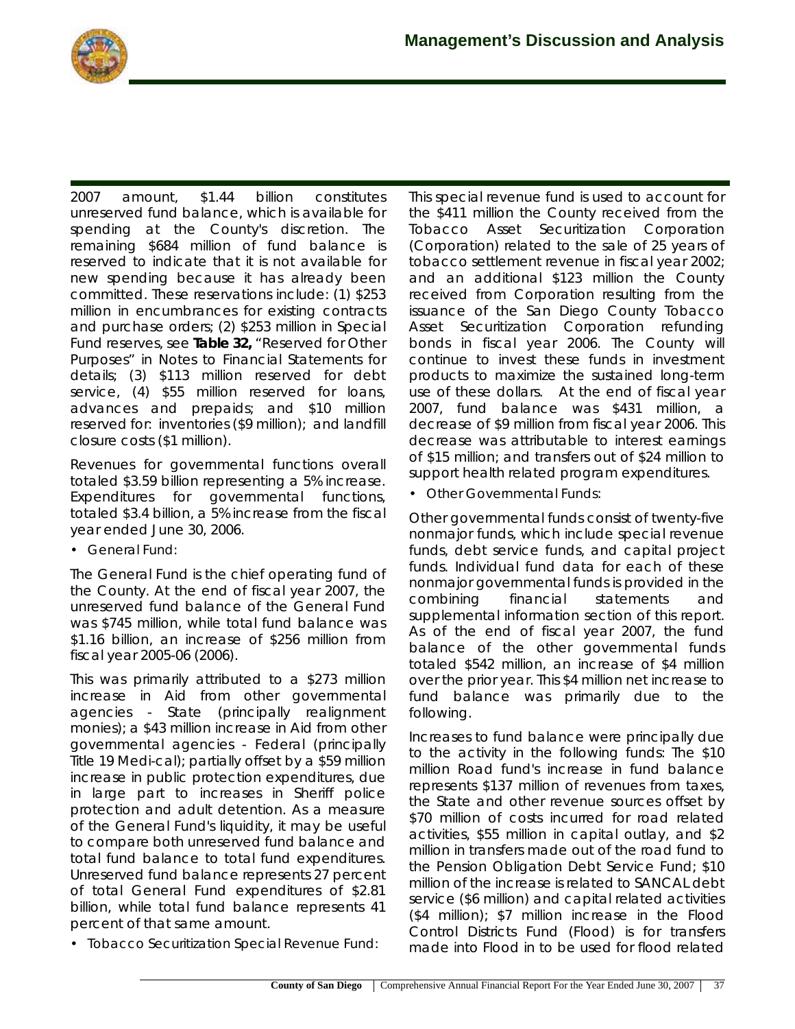2007 amount, $1.44 billion constitutes unreserved fund balance, which is available for spending at the County's discretion. The remaining $684 million of fund balance is reserved to indicate that it is not available for new spending because it has already been committed. These reservations include: (1) $253 million in encumbrances for existing contracts and purchase orders; (2) $253 million in Special Fund reserves, see **Table 32,** "Reserved for Other Purposes" in Notes to Financial Statements for details; (3) $113 million reserved for debt service, (4) $55 million reserved for loans, advances and prepaids; and $10 million reserved for: inventories ($9 million); and landfill closure costs ($1 million).

Revenues for governmental functions overall totaled $3.59 billion representing a 5% increase. Expenditures for governmental functions, totaled $3.4 billion, a 5% increase from the fiscal year ended June 30, 2006.

- General Fund:

The General Fund is the chief operating fund of the County. At the end of fiscal year 2007, the unreserved fund balance of the General Fund was $745 million, while total fund balance was $1.16 billion, an increase of $256 million from fiscal year 2005-06 (2006).

This was primarily attributed to a $273 million increase in Aid from other governmental agencies - State (principally realignment monies); a $43 million increase in Aid from other governmental agencies - Federal (principally Title 19 Medi-cal); partially offset by a $59 million increase in public protection expenditures, due in large part to increases in Sheriff police protection and adult detention. As a measure of the General Fund's liquidity, it may be useful to compare both unreserved fund balance and total fund balance to total fund expenditures. Unreserved fund balance represents 27 percent of total General Fund expenditures of $2.81 billion, while total fund balance represents 41 percent of that same amount.

- Tobacco Securitization Special Revenue Fund:

This special revenue fund is used to account for the $411 million the County received from the Tobacco Asset Securitization Corporation (Corporation) related to the sale of 25 years of tobacco settlement revenue in fiscal year 2002; and an additional $123 million the County received from Corporation resulting from the issuance of the San Diego County Tobacco Asset Securitization Corporation refunding bonds in fiscal year 2006. The County will continue to invest these funds in investment products to maximize the sustained long-term use of these dollars. At the end of fiscal year 2007, fund balance was $431 million, a decrease of $9 million from fiscal year 2006. This decrease was attributable to interest earnings of $15 million; and transfers out of $24 million to support health related program expenditures.

- Other Governmental Funds:

Other governmental funds consist of twenty-five nonmajor funds, which include special revenue funds, debt service funds, and capital project funds. Individual fund data for each of these nonmajor governmental funds is provided in the combining financial statements and supplemental information section of this report. As of the end of fiscal year 2007, the fund balance of the other governmental funds totaled $542 million, an increase of $4 million over the prior year. This $4 million net increase to fund balance was primarily due to the following.

Increases to fund balance were principally due to the activity in the following funds: The $10 million Road fund's increase in fund balance represents $137 million of revenues from taxes, the State and other revenue sources offset by $70 million of costs incurred for road related activities, $55 million in capital outlay, and $2 million in transfers made out of the road fund to the Pension Obligation Debt Service Fund; $10 million of the increase is related to SANCAL debt service ($6 million) and capital related activities ($4 million); $7 million increase in the Flood Control Districts Fund (Flood) is for transfers made into Flood in to be used for flood related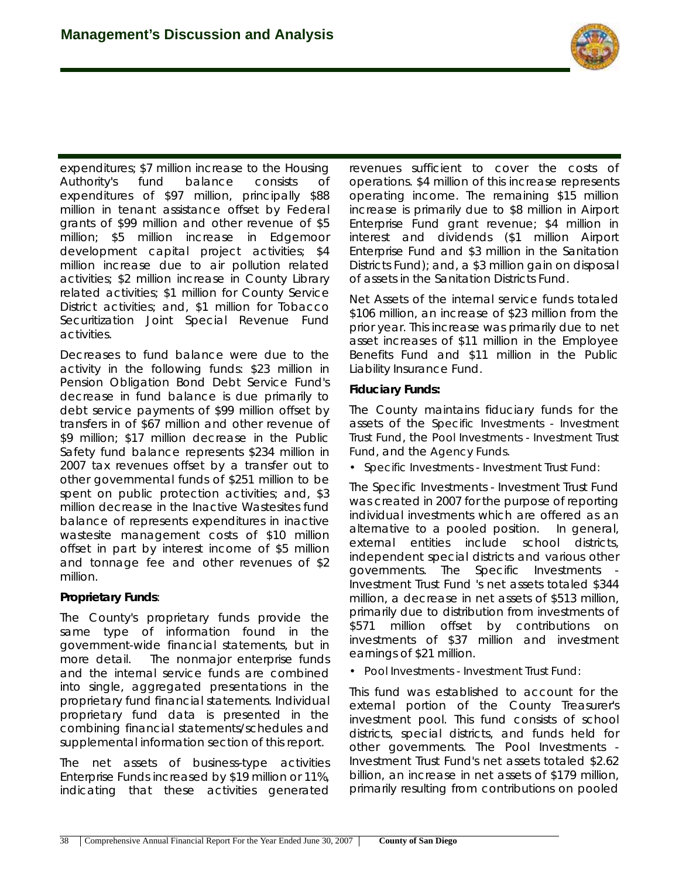expenditures; $7 million increase to the Housing Authority's fund balance consists of expenditures of $97 million, principally $88 million in tenant assistance offset by Federal grants of $99 million and other revenue of $5 million; $5 million increase in Edgemoor development capital project activities; $4 million increase due to air pollution related activities; $2 million increase in County Library related activities; $1 million for County Service District activities; and, $1 million for Tobacco Securitization Joint Special Revenue Fund activities.

Decreases to fund balance were due to the activity in the following funds: $23 million in Pension Obligation Bond Debt Service Fund's decrease in fund balance is due primarily to debt service payments of $99 million offset by transfers in of $67 million and other revenue of $9 million; $17 million decrease in the Public Safety fund balance represents $234 million in 2007 tax revenues offset by a transfer out to other governmental funds of $251 million to be spent on public protection activities; and, $3 million decrease in the Inactive Wastesites fund balance of represents expenditures in inactive wastesite management costs of $10 million offset in part by interest income of $5 million and tonnage fee and other revenues of $2 million.

**Proprietary Funds**:

The County's proprietary funds provide the same type of information found in the government-wide financial statements, but in more detail. The nonmajor enterprise funds and the internal service funds are combined into single, aggregated presentations in the proprietary fund financial statements. Individual proprietary fund data is presented in the combining financial statements/schedules and supplemental information section of this report.

The net assets of business-type activities Enterprise Funds increased by $19 million or 11%, indicating that these activities generated revenues sufficient to cover the costs of operations. $4 million of this increase represents operating income. The remaining $15 million increase is primarily due to $8 million in Airport Enterprise Fund grant revenue; $4 million in interest and dividends ($1 million Airport Enterprise Fund and $3 million in the Sanitation Districts Fund); and, a $3 million gain on disposal of assets in the Sanitation Districts Fund.

Net Assets of the internal service funds totaled $106 million, an increase of $23 million from the prior year. This increase was primarily due to net asset increases of $11 million in the Employee Benefits Fund and $11 million in the Public Liability Insurance Fund.

**Fiduciary Funds:**

The County maintains fiduciary funds for the assets of the Specific Investments - Investment Trust Fund, the Pool Investments - Investment Trust Fund, and the Agency Funds.

- Specific Investments - Investment Trust Fund:

The Specific Investments - Investment Trust Fund was created in 2007 for the purpose of reporting individual investments which are offered as an alternative to a pooled position. In general, external entities include school districts, independent special districts and various other governments. The Specific Investments - Investment Trust Fund 's net assets totaled $344 million, a decrease in net assets of $513 million, primarily due to distribution from investments of $571 million offset by contributions on investments of $37 million and investment earnings of $21 million.

- Pool Investments - Investment Trust Fund:

This fund was established to account for the external portion of the County Treasurer's investment pool. This fund consists of school districts, special districts, and funds held for other governments. The Pool Investments - Investment Trust Fund's net assets totaled $2.62 billion, an increase in net assets of $179 million, primarily resulting from contributions on pooled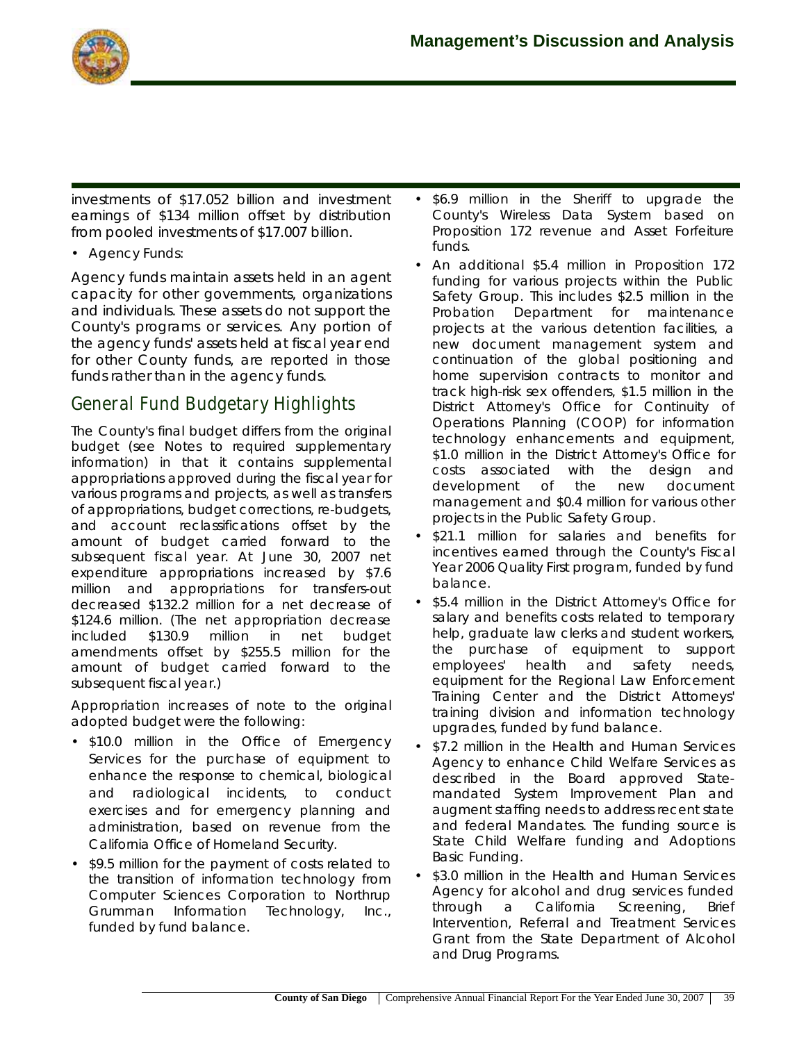investments of $17.052 billion and investment earnings of $134 million offset by distribution from pooled investments of $17.007 billion.

- Agency Funds:

Agency funds maintain assets held in an agent capacity for other governments, organizations and individuals. These assets do not support the County's programs or services. Any portion of the agency funds' assets held at fiscal year end for other County funds, are reported in those funds rather than in the agency funds.

## General Fund Budgetary Highlights

The County's final budget differs from the original budget (see Notes to required supplementary information) in that it contains supplemental appropriations approved during the fiscal year for various programs and projects, as well as transfers of appropriations, budget corrections, re-budgets, and account reclassifications offset by the amount of budget carried forward to the subsequent fiscal year. At June 30, 2007 net expenditure appropriations increased by $7.6 million and appropriations for transfers-out decreased $132.2 million for a net decrease of $124.6 million. (The net appropriation decrease included $130.9 million in net budget amendments offset by $255.5 million for the amount of budget carried forward to the subsequent fiscal year.)

Appropriation increases of note to the original adopted budget were the following:

- $10.0 million in the Office of Emergency Services for the purchase of equipment to enhance the response to chemical, biological and radiological incidents, to conduct exercises and for emergency planning and administration, based on revenue from the California Office of Homeland Security.
- $9.5 million for the payment of costs related to the transition of information technology from Computer Sciences Corporation to Northrup Grumman Information Technology, Inc., funded by fund balance.
- $6.9 million in the Sheriff to upgrade the County's Wireless Data System based on Proposition 172 revenue and Asset Forfeiture funds.
- An additional $5.4 million in Proposition 172 funding for various projects within the Public Safety Group. This includes $2.5 million in the Probation Department for maintenance projects at the various detention facilities, a new document management system and continuation of the global positioning and home supervision contracts to monitor and track high-risk sex offenders, $1.5 million in the District Attorney's Office for Continuity of Operations Planning (COOP) for information technology enhancements and equipment, $1.0 million in the District Attorney's Office for costs associated with the design and development of the new document management and $0.4 million for various other projects in the Public Safety Group.
- $21.1 million for salaries and benefits for incentives earned through the County's Fiscal Year 2006 Quality First program, funded by fund balance.
- $5.4 million in the District Attorney's Office for salary and benefits costs related to temporary help, graduate law clerks and student workers, the purchase of equipment to support employees' health and safety needs, equipment for the Regional Law Enforcement Training Center and the District Attorneys' training division and information technology upgrades, funded by fund balance.
- $7.2 million in the Health and Human Services Agency to enhance Child Welfare Services as described in the Board approved State-mandated System Improvement Plan and augment staffing needs to address recent state and federal Mandates. The funding source is State Child Welfare funding and Adoptions Basic Funding.
- $3.0 million in the Health and Human Services Agency for alcohol and drug services funded through a California Screening, Brief Intervention, Referral and Treatment Services Grant from the State Department of Alcohol and Drug Programs.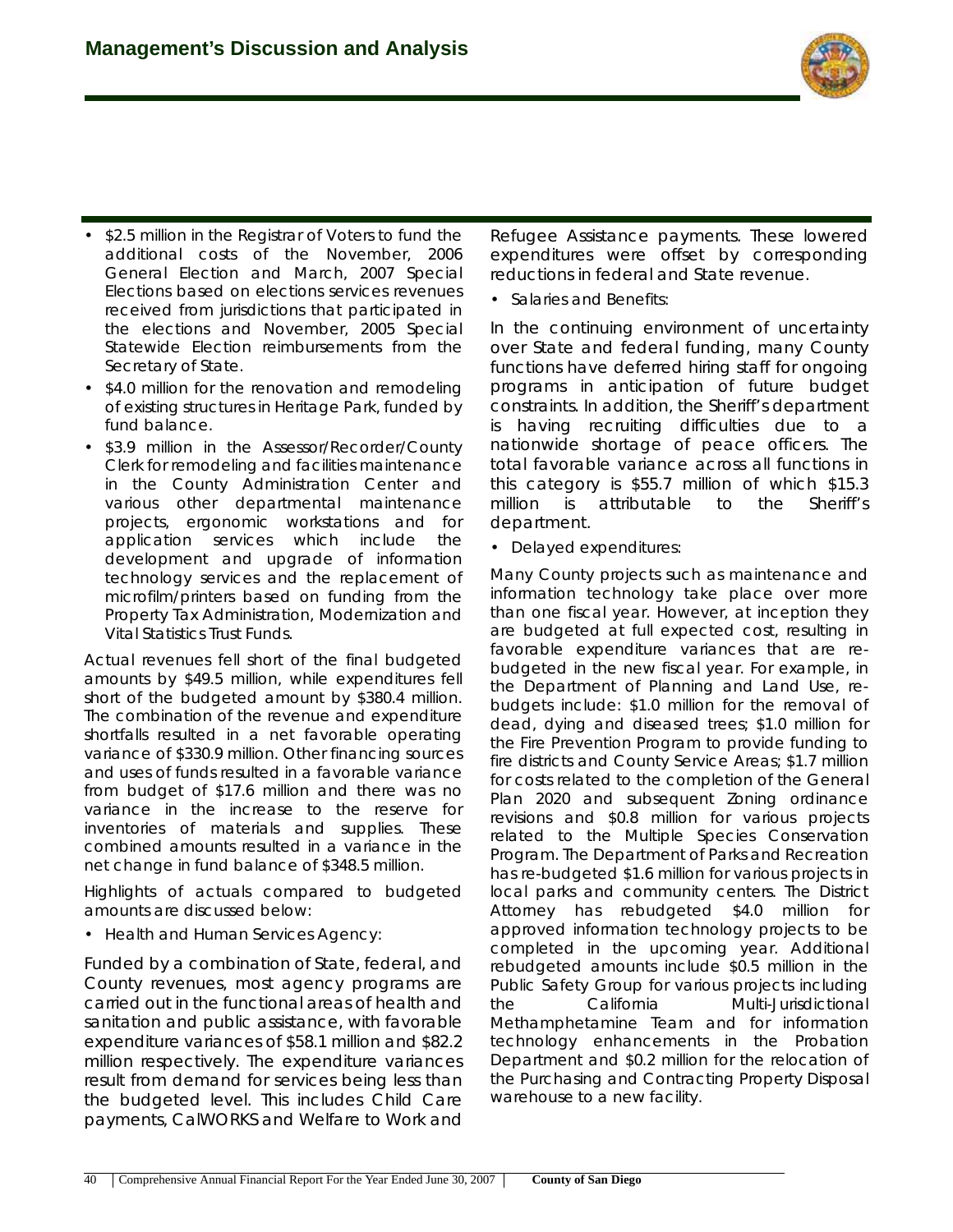- $2.5 million in the Registrar of Voters to fund the additional costs of the November, 2006 General Election and March, 2007 Special Elections based on elections services revenues received from jurisdictions that participated in the elections and November, 2005 Special Statewide Election reimbursements from the Secretary of State.
- $4.0 million for the renovation and remodeling of existing structures in Heritage Park, funded by fund balance.
- $3.9 million in the Assessor/Recorder/County Clerk for remodeling and facilities maintenance in the County Administration Center and various other departmental maintenance projects, ergonomic workstations and for application services which include the development and upgrade of information technology services and the replacement of microfilm/printers based on funding from the Property Tax Administration, Modernization and Vital Statistics Trust Funds.

Actual revenues fell short of the final budgeted amounts by $49.5 million, while expenditures fell short of the budgeted amount by $380.4 million. The combination of the revenue and expenditure shortfalls resulted in a net favorable operating variance of $330.9 million. Other financing sources and uses of funds resulted in a favorable variance from budget of $17.6 million and there was no variance in the increase to the reserve for inventories of materials and supplies. These combined amounts resulted in a variance in the net change in fund balance of $348.5 million.

Highlights of actuals compared to budgeted amounts are discussed below:

- Health and Human Services Agency:

Funded by a combination of State, federal, and County revenues, most agency programs are carried out in the functional areas of health and sanitation and public assistance, with favorable expenditure variances of $58.1 million and $82.2 million respectively. The expenditure variances result from demand for services being less than the budgeted level. This includes Child Care payments, CalWORKS and Welfare to Work and Refugee Assistance payments. These lowered expenditures were offset by corresponding reductions in federal and State revenue.

- Salaries and Benefits:

In the continuing environment of uncertainty over State and federal funding, many County functions have deferred hiring staff for ongoing programs in anticipation of future budget constraints. In addition, the Sheriff's department is having recruiting difficulties due to a nationwide shortage of peace officers. The total favorable variance across all functions in this category is $55.7 million of which $15.3 million is attributable to the Sheriff's department.

- Delayed expenditures:

Many County projects such as maintenance and information technology take place over more than one fiscal year. However, at inception they are budgeted at full expected cost, resulting in favorable expenditure variances that are re-budgeted in the new fiscal year. For example, in the Department of Planning and Land Use, re-budgets include: $1.0 million for the removal of dead, dying and diseased trees; $1.0 million for the Fire Prevention Program to provide funding to fire districts and County Service Areas; $1.7 million for costs related to the completion of the General Plan 2020 and subsequent Zoning ordinance revisions and $0.8 million for various projects related to the Multiple Species Conservation Program. The Department of Parks and Recreation has re-budgeted $1.6 million for various projects in local parks and community centers. The District Attorney has rebudgeted $4.0 million for approved information technology projects to be completed in the upcoming year. Additional rebudgeted amounts include $0.5 million in the Public Safety Group for various projects including the California Multi-Jurisdictional Methamphetamine Team and for information technology enhancements in the Probation Department and $0.2 million for the relocation of the Purchasing and Contracting Property Disposal warehouse to a new facility.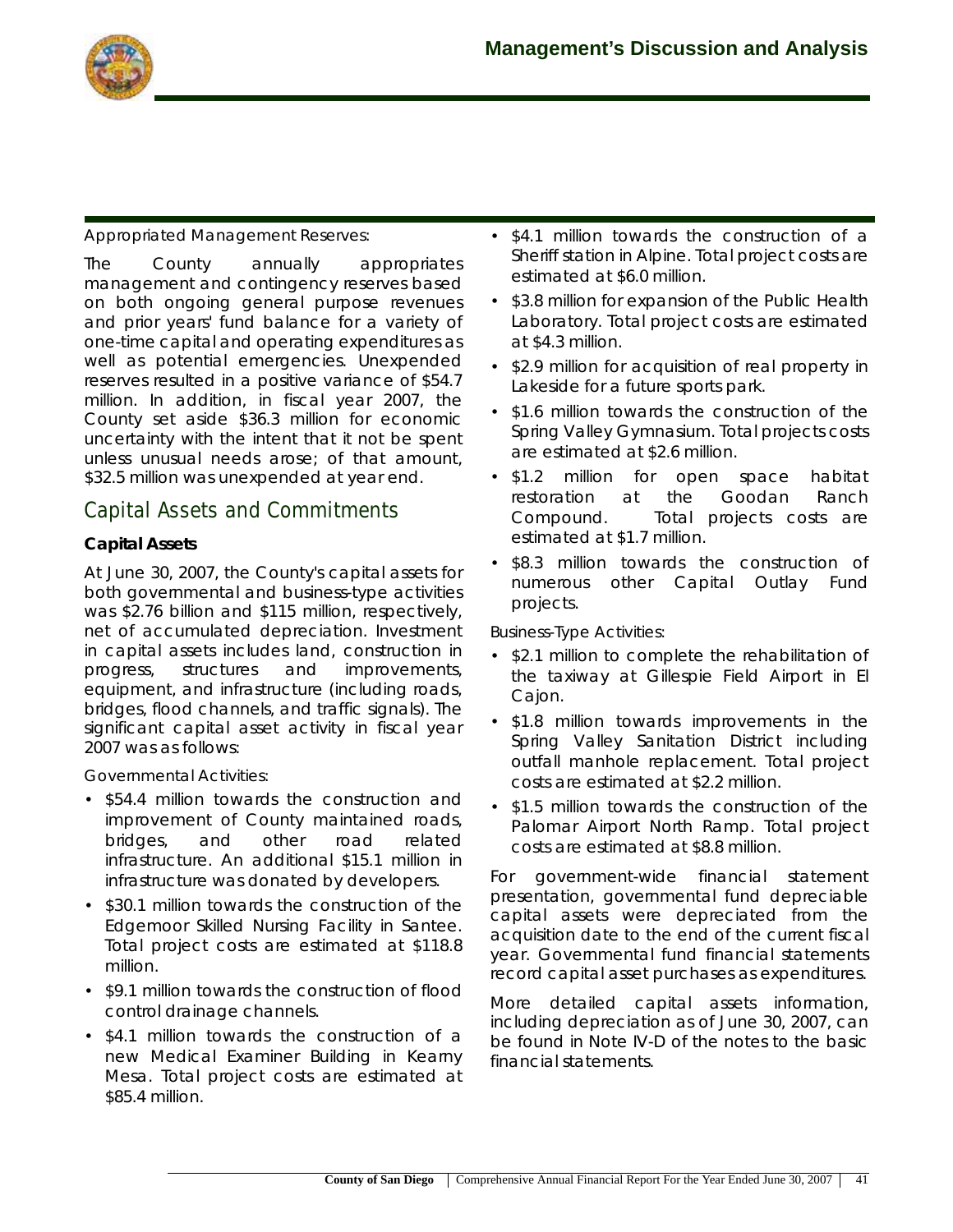Appropriated Management Reserves:

The County annually appropriates management and contingency reserves based on both ongoing general purpose revenues and prior years' fund balance for a variety of one-time capital and operating expenditures as well as potential emergencies. Unexpended reserves resulted in a positive variance of $54.7 million. In addition, in fiscal year 2007, the County set aside $36.3 million for economic uncertainty with the intent that it not be spent unless unusual needs arose; of that amount, $32.5 million was unexpended at year end.

## Capital Assets and Commitments

**Capital Assets**

At June 30, 2007, the County's capital assets for both governmental and business-type activities was $2.76 billion and $115 million, respectively, net of accumulated depreciation. Investment in capital assets includes land, construction in progress, structures and improvements, equipment, and infrastructure (including roads, bridges, flood channels, and traffic signals). The significant capital asset activity in fiscal year 2007 was as follows:

Governmental Activities:

- $54.4 million towards the construction and improvement of County maintained roads, bridges, and other road related infrastructure. An additional $15.1 million in infrastructure was donated by developers.
- $30.1 million towards the construction of the Edgemoor Skilled Nursing Facility in Santee. Total project costs are estimated at $118.8 million.
- $9.1 million towards the construction of flood control drainage channels.
- $4.1 million towards the construction of a new Medical Examiner Building in Kearny Mesa. Total project costs are estimated at $85.4 million.
- $4.1 million towards the construction of a Sheriff station in Alpine. Total project costs are estimated at $6.0 million.
- $3.8 million for expansion of the Public Health Laboratory. Total project costs are estimated at $4.3 million.
- $2.9 million for acquisition of real property in Lakeside for a future sports park.
- $1.6 million towards the construction of the Spring Valley Gymnasium. Total projects costs are estimated at $2.6 million.
- $1.2 million for open space habitat restoration at the Goodan Ranch Compound. Total projects costs are estimated at $1.7 million.
- $8.3 million towards the construction of numerous other Capital Outlay Fund projects.

Business-Type Activities:

- $2.1 million to complete the rehabilitation of the taxiway at Gillespie Field Airport in El Cajon.
- $1.8 million towards improvements in the Spring Valley Sanitation District including outfall manhole replacement. Total project costs are estimated at $2.2 million.
- $1.5 million towards the construction of the Palomar Airport North Ramp. Total project costs are estimated at $8.8 million.

For government-wide financial statement presentation, governmental fund depreciable capital assets were depreciated from the acquisition date to the end of the current fiscal year. Governmental fund financial statements record capital asset purchases as expenditures.

More detailed capital assets information, including depreciation as of June 30, 2007, can be found in Note IV-D of the notes to the basic financial statements.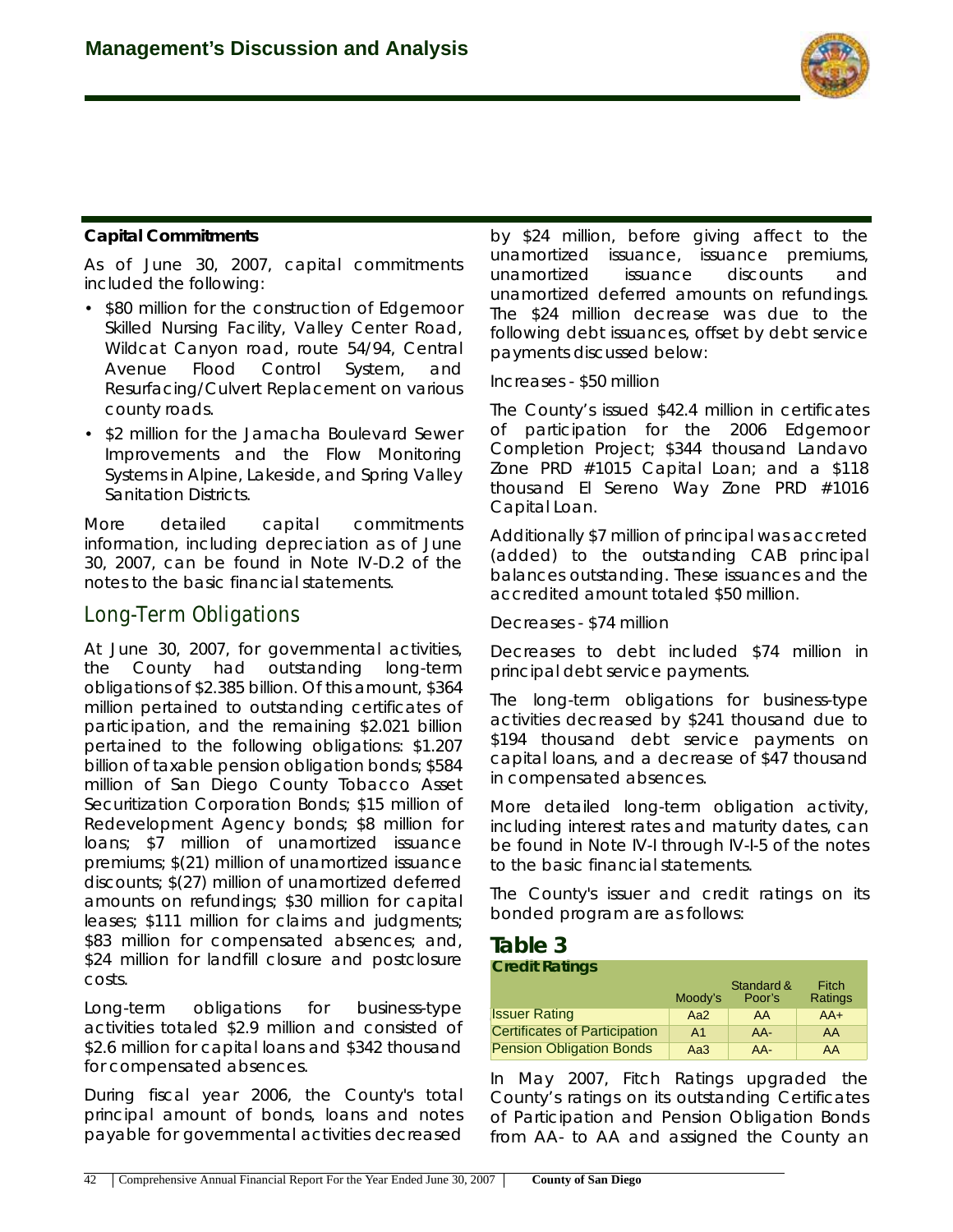### Capital Commitments

As of June 30, 2007, capital commitments included the following:

- $80 million for the construction of Edgemoor Skilled Nursing Facility, Valley Center Road, Wildcat Canyon road, route 54/94, Central Avenue Flood Control System, and Resurfacing/Culvert Replacement on various county roads.
- $2 million for the Jamacha Boulevard Sewer Improvements and the Flow Monitoring Systems in Alpine, Lakeside, and Spring Valley Sanitation Districts.

More detailed capital commitments information, including depreciation as of June 30, 2007, can be found in Note IV-D.2 of the notes to the basic financial statements.

## Long-Term Obligations

At June 30, 2007, for governmental activities, the County had outstanding long-term obligations of $2.385 billion. Of this amount, $364 million pertained to outstanding certificates of participation, and the remaining $2.021 billion pertained to the following obligations: $1.207 billion of taxable pension obligation bonds; $584 million of San Diego County Tobacco Asset Securitization Corporation Bonds; $15 million of Redevelopment Agency bonds; $8 million for loans; $7 million of unamortized issuance premiums; $(21) million of unamortized issuance discounts; $(27) million of unamortized deferred amounts on refundings; $30 million for capital leases; $111 million for claims and judgments; $83 million for compensated absences; and, $24 million for landfill closure and postclosure costs.

Long-term obligations for business-type activities totaled $2.9 million and consisted of $2.6 million for capital loans and $342 thousand for compensated absences.

During fiscal year 2006, the County's total principal amount of bonds, loans and notes payable for governmental activities decreased by $24 million, before giving affect to the unamortized issuance, issuance premiums, unamortized issuance discounts and unamortized deferred amounts on refundings. The $24 million decrease was due to the following debt issuances, offset by debt service payments discussed below:

Increases - $50 million

The County's issued $42.4 million in certificates of participation for the 2006 Edgemoor Completion Project; $344 thousand Landavo Zone PRD #1015 Capital Loan; and a $118 thousand El Sereno Way Zone PRD #1016 Capital Loan.

Additionally $7 million of principal was accreted (added) to the outstanding CAB principal balances outstanding. These issuances and the accredited amount totaled $50 million.

Decreases - $74 million

Decreases to debt included $74 million in principal debt service payments.

The long-term obligations for business-type activities decreased by $241 thousand due to $194 thousand debt service payments on capital loans, and a decrease of $47 thousand in compensated absences.

More detailed long-term obligation activity, including interest rates and maturity dates, can be found in Note IV-I through IV-I-5 of the notes to the basic financial statements.

The County's issuer and credit ratings on its bonded program are as follows:

## Table 3

**Credit Ratings**

| | Moody's | Standard & Poor's | Fitch Ratings |
|---|---|---|---|
| Issuer Rating | Aa2 | AA | AA+ |
| Certificates of Participation | A1 | AA- | AA |
| Pension Obligation Bonds | Aa3 | AA- | AA |

In May 2007, Fitch Ratings upgraded the County's ratings on its outstanding Certificates of Participation and Pension Obligation Bonds from AA- to AA and assigned the County an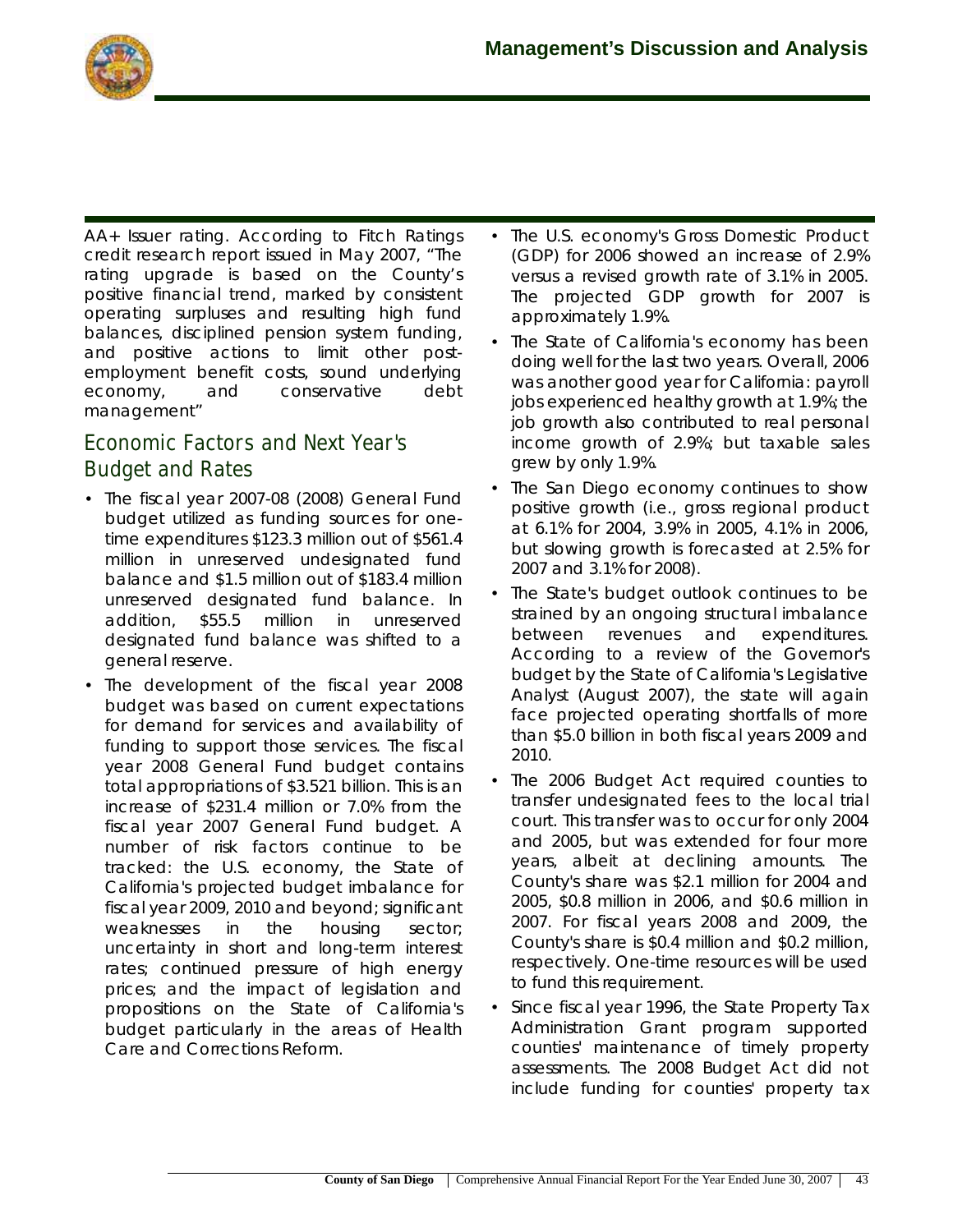AA+ Issuer rating. According to Fitch Ratings credit research report issued in May 2007, "The rating upgrade is based on the County's positive financial trend, marked by consistent operating surpluses and resulting high fund balances, disciplined pension system funding, and positive actions to limit other post-employment benefit costs, sound underlying economy, and conservative debt management"

## Economic Factors and Next Year's Budget and Rates

- The fiscal year 2007-08 (2008) General Fund budget utilized as funding sources for one-time expenditures $123.3 million out of $561.4 million in unreserved undesignated fund balance and $1.5 million out of $183.4 million unreserved designated fund balance. In addition, $55.5 million in unreserved designated fund balance was shifted to a general reserve.
- The development of the fiscal year 2008 budget was based on current expectations for demand for services and availability of funding to support those services. The fiscal year 2008 General Fund budget contains total appropriations of $3.521 billion. This is an increase of $231.4 million or 7.0% from the fiscal year 2007 General Fund budget. A number of risk factors continue to be tracked: the U.S. economy, the State of California's projected budget imbalance for fiscal year 2009, 2010 and beyond; significant weaknesses in the housing sector; uncertainty in short and long-term interest rates; continued pressure of high energy prices; and the impact of legislation and propositions on the State of California's budget particularly in the areas of Health Care and Corrections Reform.
- The U.S. economy's Gross Domestic Product (GDP) for 2006 showed an increase of 2.9% versus a revised growth rate of 3.1% in 2005. The projected GDP growth for 2007 is approximately 1.9%.
- The State of California's economy has been doing well for the last two years. Overall, 2006 was another good year for California: payroll jobs experienced healthy growth at 1.9%; the job growth also contributed to real personal income growth of 2.9%; but taxable sales grew by only 1.9%.
- The San Diego economy continues to show positive growth (i.e., gross regional product at 6.1% for 2004, 3.9% in 2005, 4.1% in 2006, but slowing growth is forecasted at 2.5% for 2007 and 3.1% for 2008).
- The State's budget outlook continues to be strained by an ongoing structural imbalance between revenues and expenditures. According to a review of the Governor's budget by the State of California's Legislative Analyst (August 2007), the state will again face projected operating shortfalls of more than $5.0 billion in both fiscal years 2009 and 2010.
- The 2006 Budget Act required counties to transfer undesignated fees to the local trial court. This transfer was to occur for only 2004 and 2005, but was extended for four more years, albeit at declining amounts. The County's share was $2.1 million for 2004 and 2005, $0.8 million in 2006, and $0.6 million in 2007. For fiscal years 2008 and 2009, the County's share is $0.4 million and $0.2 million, respectively. One-time resources will be used to fund this requirement.
- Since fiscal year 1996, the State Property Tax Administration Grant program supported counties' maintenance of timely property assessments. The 2008 Budget Act did not include funding for counties' property tax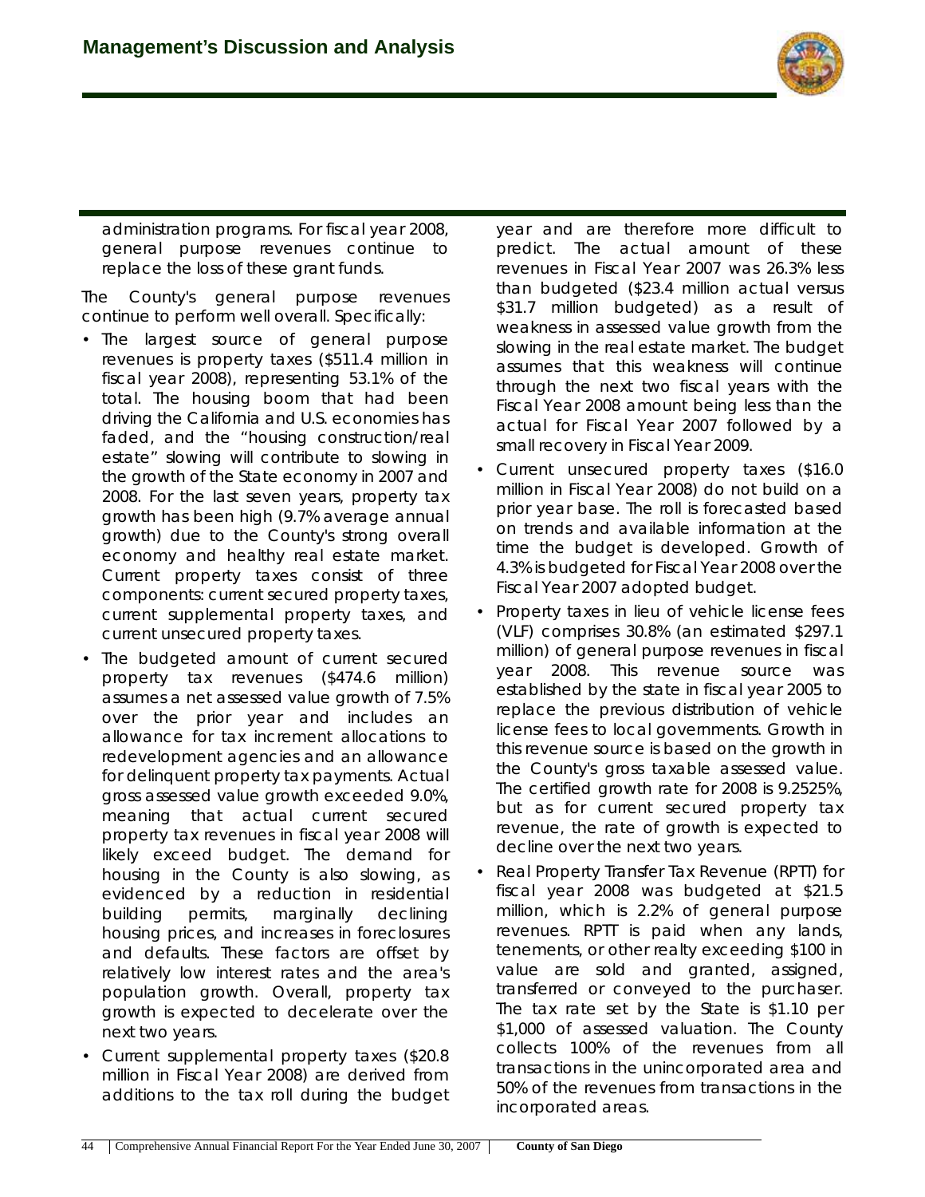administration programs. For fiscal year 2008, general purpose revenues continue to replace the loss of these grant funds.

The County's general purpose revenues continue to perform well overall. Specifically:

- The largest source of general purpose revenues is property taxes ($511.4 million in fiscal year 2008), representing 53.1% of the total. The housing boom that had been driving the California and U.S. economies has faded, and the "housing construction/real estate" slowing will contribute to slowing in the growth of the State economy in 2007 and 2008. For the last seven years, property tax growth has been high (9.7% average annual growth) due to the County's strong overall economy and healthy real estate market. Current property taxes consist of three components: current secured property taxes, current supplemental property taxes, and current unsecured property taxes.
- The budgeted amount of current secured property tax revenues ($474.6 million) assumes a net assessed value growth of 7.5% over the prior year and includes an allowance for tax increment allocations to redevelopment agencies and an allowance for delinquent property tax payments. Actual gross assessed value growth exceeded 9.0%, meaning that actual current secured property tax revenues in fiscal year 2008 will likely exceed budget. The demand for housing in the County is also slowing, as evidenced by a reduction in residential building permits, marginally declining housing prices, and increases in foreclosures and defaults. These factors are offset by relatively low interest rates and the area's population growth. Overall, property tax growth is expected to decelerate over the next two years.
- Current supplemental property taxes ($20.8 million in Fiscal Year 2008) are derived from additions to the tax roll during the budget year and are therefore more difficult to predict. The actual amount of these revenues in Fiscal Year 2007 was 26.3% less than budgeted ($23.4 million actual versus $31.7 million budgeted) as a result of weakness in assessed value growth from the slowing in the real estate market. The budget assumes that this weakness will continue through the next two fiscal years with the Fiscal Year 2008 amount being less than the actual for Fiscal Year 2007 followed by a small recovery in Fiscal Year 2009.
- Current unsecured property taxes ($16.0 million in Fiscal Year 2008) do not build on a prior year base. The roll is forecasted based on trends and available information at the time the budget is developed. Growth of 4.3% is budgeted for Fiscal Year 2008 over the Fiscal Year 2007 adopted budget.
- Property taxes in lieu of vehicle license fees (VLF) comprises 30.8% (an estimated $297.1 million) of general purpose revenues in fiscal year 2008. This revenue source was established by the state in fiscal year 2005 to replace the previous distribution of vehicle license fees to local governments. Growth in this revenue source is based on the growth in the County's gross taxable assessed value. The certified growth rate for 2008 is 9.2525%, but as for current secured property tax revenue, the rate of growth is expected to decline over the next two years.
- Real Property Transfer Tax Revenue (RPTT) for fiscal year 2008 was budgeted at $21.5 million, which is 2.2% of general purpose revenues. RPTT is paid when any lands, tenements, or other realty exceeding $100 in value are sold and granted, assigned, transferred or conveyed to the purchaser. The tax rate set by the State is $1.10 per $1,000 of assessed valuation. The County collects 100% of the revenues from all transactions in the unincorporated area and 50% of the revenues from transactions in the incorporated areas.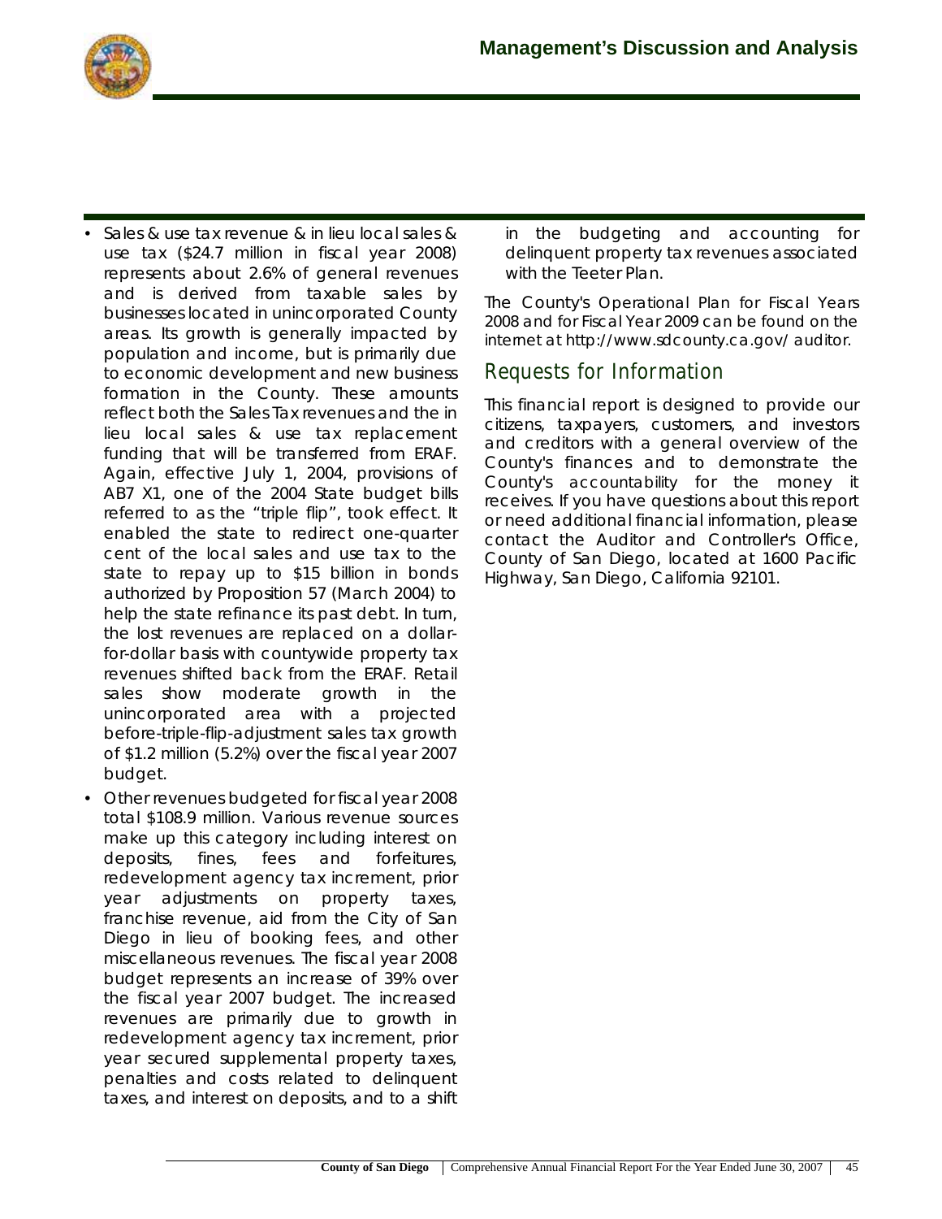- Sales & use tax revenue & in lieu local sales & use tax ($24.7 million in fiscal year 2008) represents about 2.6% of general revenues and is derived from taxable sales by businesses located in unincorporated County areas. Its growth is generally impacted by population and income, but is primarily due to economic development and new business formation in the County. These amounts reflect both the Sales Tax revenues and the in lieu local sales & use tax replacement funding that will be transferred from ERAF. Again, effective July 1, 2004, provisions of AB7 X1, one of the 2004 State budget bills referred to as the "triple flip", took effect. It enabled the state to redirect one-quarter cent of the local sales and use tax to the state to repay up to $15 billion in bonds authorized by Proposition 57 (March 2004) to help the state refinance its past debt. In turn, the lost revenues are replaced on a dollar-for-dollar basis with countywide property tax revenues shifted back from the ERAF. Retail sales show moderate growth in the unincorporated area with a projected before-triple-flip-adjustment sales tax growth of $1.2 million (5.2%) over the fiscal year 2007 budget.
- Other revenues budgeted for fiscal year 2008 total $108.9 million. Various revenue sources make up this category including interest on deposits, fines, fees and forfeitures, redevelopment agency tax increment, prior year adjustments on property taxes, franchise revenue, aid from the City of San Diego in lieu of booking fees, and other miscellaneous revenues. The fiscal year 2008 budget represents an increase of 39% over the fiscal year 2007 budget. The increased revenues are primarily due to growth in redevelopment agency tax increment, prior year secured supplemental property taxes, penalties and costs related to delinquent taxes, and interest on deposits, and to a shift in the budgeting and accounting for delinquent property tax revenues associated with the Teeter Plan.

The County's Operational Plan for Fiscal Years 2008 and for Fiscal Year 2009 can be found on the internet at http://www.sdcounty.ca.gov/ auditor.

## Requests for Information

This financial report is designed to provide our citizens, taxpayers, customers, and investors and creditors with a general overview of the County's finances and to demonstrate the County's accountability for the money it receives. If you have questions about this report or need additional financial information, please contact the Auditor and Controller's Office, County of San Diego, located at 1600 Pacific Highway, San Diego, California 92101.